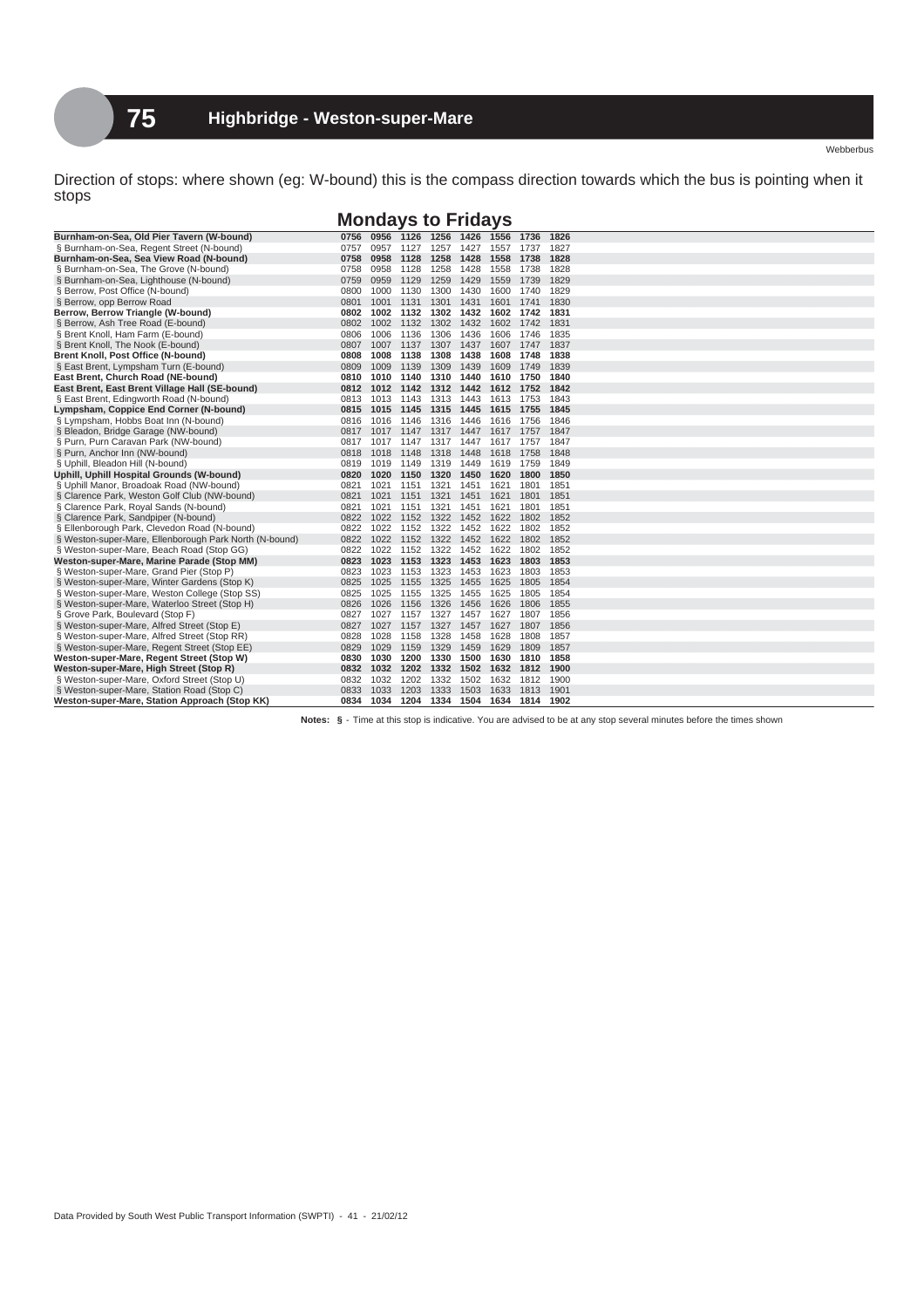# 75 Highbridge - Weston-super-Mare

Webberbus

Direction of stops: where shown (eg: W-bound) this is the compass direction towards which the bus is pointing when it stops

## Mondays to Fridays

| Stop | | | | | | | | |
|---|---|---|---|---|---|---|---|---|
| **Burnham-on-Sea, Old Pier Tavern (W-bound)** | **0756** | **0956** | **1126** | **1256** | **1426** | **1556** | **1736** | **1826** |
| § Burnham-on-Sea, Regent Street (N-bound) | 0757 | 0957 | 1127 | 1257 | 1427 | 1557 | 1737 | 1827 |
| **Burnham-on-Sea, Sea View Road (N-bound)** | **0758** | **0958** | **1128** | **1258** | **1428** | **1558** | **1738** | **1828** |
| § Burnham-on-Sea, The Grove (N-bound) | 0758 | 0958 | 1128 | 1258 | 1428 | 1558 | 1738 | 1828 |
| § Burnham-on-Sea, Lighthouse (N-bound) | 0759 | 0959 | 1129 | 1259 | 1429 | 1559 | 1739 | 1829 |
| § Berrow, Post Office (N-bound) | 0800 | 1000 | 1130 | 1300 | 1430 | 1600 | 1740 | 1829 |
| § Berrow, opp Berrow Road | 0801 | 1001 | 1131 | 1301 | 1431 | 1601 | 1741 | 1830 |
| **Berrow, Berrow Triangle (W-bound)** | **0802** | **1002** | **1132** | **1302** | **1432** | **1602** | **1742** | **1831** |
| § Berrow, Ash Tree Road (E-bound) | 0802 | 1002 | 1132 | 1302 | 1432 | 1602 | 1742 | 1831 |
| § Brent Knoll, Ham Farm (E-bound) | 0806 | 1006 | 1136 | 1306 | 1436 | 1606 | 1746 | 1835 |
| § Brent Knoll, The Nook (E-bound) | 0807 | 1007 | 1137 | 1307 | 1437 | 1607 | 1747 | 1837 |
| **Brent Knoll, Post Office (N-bound)** | **0808** | **1008** | **1138** | **1308** | **1438** | **1608** | **1748** | **1838** |
| § East Brent, Lympsham Turn (E-bound) | 0809 | 1009 | 1139 | 1309 | 1439 | 1609 | 1749 | 1839 |
| **East Brent, Church Road (NE-bound)** | **0810** | **1010** | **1140** | **1310** | **1440** | **1610** | **1750** | **1840** |
| **East Brent, East Brent Village Hall (SE-bound)** | **0812** | **1012** | **1142** | **1312** | **1442** | **1612** | **1752** | **1842** |
| § East Brent, Edingworth Road (N-bound) | 0813 | 1013 | 1143 | 1313 | 1443 | 1613 | 1753 | 1843 |
| **Lympsham, Coppice End Corner (N-bound)** | **0815** | **1015** | **1145** | **1315** | **1445** | **1615** | **1755** | **1845** |
| § Lympsham, Hobbs Boat Inn (N-bound) | 0816 | 1016 | 1146 | 1316 | 1446 | 1616 | 1756 | 1846 |
| § Bleadon, Bridge Garage (NW-bound) | 0817 | 1017 | 1147 | 1317 | 1447 | 1617 | 1757 | 1847 |
| § Purn, Purn Caravan Park (NW-bound) | 0817 | 1017 | 1147 | 1317 | 1447 | 1617 | 1757 | 1847 |
| § Purn, Anchor Inn (NW-bound) | 0818 | 1018 | 1148 | 1318 | 1448 | 1618 | 1758 | 1848 |
| § Uphill, Bleadon Hill (N-bound) | 0819 | 1019 | 1149 | 1319 | 1449 | 1619 | 1759 | 1849 |
| **Uphill, Uphill Hospital Grounds (W-bound)** | **0820** | **1020** | **1150** | **1320** | **1450** | **1620** | **1800** | **1850** |
| § Uphill Manor, Broadoak Road (NW-bound) | 0821 | 1021 | 1151 | 1321 | 1451 | 1621 | 1801 | 1851 |
| § Clarence Park, Weston Golf Club (NW-bound) | 0821 | 1021 | 1151 | 1321 | 1451 | 1621 | 1801 | 1851 |
| § Clarence Park, Royal Sands (N-bound) | 0821 | 1021 | 1151 | 1321 | 1451 | 1621 | 1801 | 1851 |
| § Clarence Park, Sandpiper (N-bound) | 0822 | 1022 | 1152 | 1322 | 1452 | 1622 | 1802 | 1852 |
| § Ellenborough Park, Clevedon Road (N-bound) | 0822 | 1022 | 1152 | 1322 | 1452 | 1622 | 1802 | 1852 |
| § Weston-super-Mare, Ellenborough Park North (N-bound) | 0822 | 1022 | 1152 | 1322 | 1452 | 1622 | 1802 | 1852 |
| § Weston-super-Mare, Beach Road (Stop GG) | 0822 | 1022 | 1152 | 1322 | 1452 | 1622 | 1802 | 1852 |
| **Weston-super-Mare, Marine Parade (Stop MM)** | **0823** | **1023** | **1153** | **1323** | **1453** | **1623** | **1803** | **1853** |
| § Weston-super-Mare, Grand Pier (Stop P) | 0823 | 1023 | 1153 | 1323 | 1453 | 1623 | 1803 | 1853 |
| § Weston-super-Mare, Winter Gardens (Stop K) | 0825 | 1025 | 1155 | 1325 | 1455 | 1625 | 1805 | 1854 |
| § Weston-super-Mare, Weston College (Stop SS) | 0825 | 1025 | 1155 | 1325 | 1455 | 1625 | 1805 | 1854 |
| § Weston-super-Mare, Waterloo Street (Stop H) | 0826 | 1026 | 1156 | 1326 | 1456 | 1626 | 1806 | 1855 |
| § Grove Park, Boulevard (Stop F) | 0827 | 1027 | 1157 | 1327 | 1457 | 1627 | 1807 | 1856 |
| § Weston-super-Mare, Alfred Street (Stop E) | 0827 | 1027 | 1157 | 1327 | 1457 | 1627 | 1807 | 1856 |
| § Weston-super-Mare, Alfred Street (Stop RR) | 0828 | 1028 | 1158 | 1328 | 1458 | 1628 | 1808 | 1857 |
| § Weston-super-Mare, Regent Street (Stop EE) | 0829 | 1029 | 1159 | 1329 | 1459 | 1629 | 1809 | 1857 |
| **Weston-super-Mare, Regent Street (Stop W)** | **0830** | **1030** | **1200** | **1330** | **1500** | **1630** | **1810** | **1858** |
| **Weston-super-Mare, High Street (Stop R)** | **0832** | **1032** | **1202** | **1332** | **1502** | **1632** | **1812** | **1900** |
| § Weston-super-Mare, Oxford Street (Stop U) | 0832 | 1032 | 1202 | 1332 | 1502 | 1632 | 1812 | 1900 |
| § Weston-super-Mare, Station Road (Stop C) | 0833 | 1033 | 1203 | 1333 | 1503 | 1633 | 1813 | 1901 |
| **Weston-super-Mare, Station Approach (Stop KK)** | **0834** | **1034** | **1204** | **1334** | **1504** | **1634** | **1814** | **1902** |

**Notes:** **§** - Time at this stop is indicative. You are advised to be at any stop several minutes before the times shown

Data Provided by South West Public Transport Information (SWPTI) - 41 - 21/02/12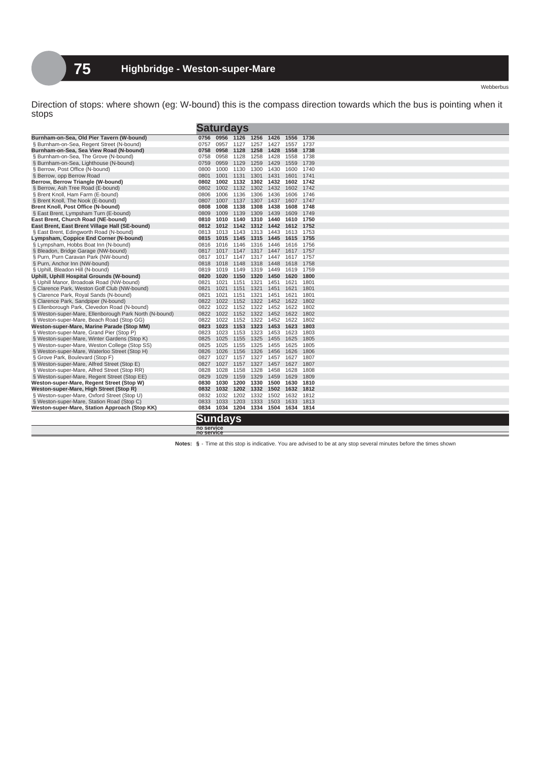# 75 Highbridge - Weston-super-Mare

Webberbus

Direction of stops: where shown (eg: W-bound) this is the compass direction towards which the bus is pointing when it stops

| Saturdays | | | | | | | |
|---|---|---|---|---|---|---|---|
| **Burnham-on-Sea, Old Pier Tavern (W-bound)** | **0756** | **0956** | **1126** | **1256** | **1426** | **1556** | **1736** |
| § Burnham-on-Sea, Regent Street (N-bound) | 0757 | 0957 | 1127 | 1257 | 1427 | 1557 | 1737 |
| **Burnham-on-Sea, Sea View Road (N-bound)** | **0758** | **0958** | **1128** | **1258** | **1428** | **1558** | **1738** |
| § Burnham-on-Sea, The Grove (N-bound) | 0758 | 0958 | 1128 | 1258 | 1428 | 1558 | 1738 |
| § Burnham-on-Sea, Lighthouse (N-bound) | 0759 | 0959 | 1129 | 1259 | 1429 | 1559 | 1739 |
| § Berrow, Post Office (N-bound) | 0800 | 1000 | 1130 | 1300 | 1430 | 1600 | 1740 |
| § Berrow, opp Berrow Road | 0801 | 1001 | 1131 | 1301 | 1431 | 1601 | 1741 |
| **Berrow, Berrow Triangle (W-bound)** | **0802** | **1002** | **1132** | **1302** | **1432** | **1602** | **1742** |
| § Berrow, Ash Tree Road (E-bound) | 0802 | 1002 | 1132 | 1302 | 1432 | 1602 | 1742 |
| § Brent Knoll, Ham Farm (E-bound) | 0806 | 1006 | 1136 | 1306 | 1436 | 1606 | 1746 |
| § Brent Knoll, The Nook (E-bound) | 0807 | 1007 | 1137 | 1307 | 1437 | 1607 | 1747 |
| **Brent Knoll, Post Office (N-bound)** | **0808** | **1008** | **1138** | **1308** | **1438** | **1608** | **1748** |
| § East Brent, Lympsham Turn (E-bound) | 0809 | 1009 | 1139 | 1309 | 1439 | 1609 | 1749 |
| **East Brent, Church Road (NE-bound)** | **0810** | **1010** | **1140** | **1310** | **1440** | **1610** | **1750** |
| **East Brent, East Brent Village Hall (SE-bound)** | **0812** | **1012** | **1142** | **1312** | **1442** | **1612** | **1752** |
| § East Brent, Edingworth Road (N-bound) | 0813 | 1013 | 1143 | 1313 | 1443 | 1613 | 1753 |
| **Lympsham, Coppice End Corner (N-bound)** | **0815** | **1015** | **1145** | **1315** | **1445** | **1615** | **1755** |
| § Lympsham, Hobbs Boat Inn (N-bound) | 0816 | 1016 | 1146 | 1316 | 1446 | 1616 | 1756 |
| § Bleadon, Bridge Garage (NW-bound) | 0817 | 1017 | 1147 | 1317 | 1447 | 1617 | 1757 |
| § Purn, Purn Caravan Park (NW-bound) | 0817 | 1017 | 1147 | 1317 | 1447 | 1617 | 1757 |
| § Purn, Anchor Inn (NW-bound) | 0818 | 1018 | 1148 | 1318 | 1448 | 1618 | 1758 |
| § Uphill, Bleadon Hill (N-bound) | 0819 | 1019 | 1149 | 1319 | 1449 | 1619 | 1759 |
| **Uphill, Uphill Hospital Grounds (W-bound)** | **0820** | **1020** | **1150** | **1320** | **1450** | **1620** | **1800** |
| § Uphill Manor, Broadoak Road (NW-bound) | 0821 | 1021 | 1151 | 1321 | 1451 | 1621 | 1801 |
| § Clarence Park, Weston Golf Club (NW-bound) | 0821 | 1021 | 1151 | 1321 | 1451 | 1621 | 1801 |
| § Clarence Park, Royal Sands (N-bound) | 0821 | 1021 | 1151 | 1321 | 1451 | 1621 | 1801 |
| § Clarence Park, Sandpiper (N-bound) | 0822 | 1022 | 1152 | 1322 | 1452 | 1622 | 1802 |
| § Ellenborough Park, Clevedon Road (N-bound) | 0822 | 1022 | 1152 | 1322 | 1452 | 1622 | 1802 |
| § Weston-super-Mare, Ellenborough Park North (N-bound) | 0822 | 1022 | 1152 | 1322 | 1452 | 1622 | 1802 |
| § Weston-super-Mare, Beach Road (Stop GG) | 0822 | 1022 | 1152 | 1322 | 1452 | 1622 | 1802 |
| **Weston-super-Mare, Marine Parade (Stop MM)** | **0823** | **1023** | **1153** | **1323** | **1453** | **1623** | **1803** |
| § Weston-super-Mare, Grand Pier (Stop P) | 0823 | 1023 | 1153 | 1323 | 1453 | 1623 | 1803 |
| § Weston-super-Mare, Winter Gardens (Stop K) | 0825 | 1025 | 1155 | 1325 | 1455 | 1625 | 1805 |
| § Weston-super-Mare, Weston College (Stop SS) | 0825 | 1025 | 1155 | 1325 | 1455 | 1625 | 1805 |
| § Weston-super-Mare, Waterloo Street (Stop H) | 0826 | 1026 | 1156 | 1326 | 1456 | 1626 | 1806 |
| § Grove Park, Boulevard (Stop F) | 0827 | 1027 | 1157 | 1327 | 1457 | 1627 | 1807 |
| § Weston-super-Mare, Alfred Street (Stop E) | 0827 | 1027 | 1157 | 1327 | 1457 | 1627 | 1807 |
| § Weston-super-Mare, Alfred Street (Stop RR) | 0828 | 1028 | 1158 | 1328 | 1458 | 1628 | 1808 |
| § Weston-super-Mare, Regent Street (Stop EE) | 0829 | 1029 | 1159 | 1329 | 1459 | 1629 | 1809 |
| **Weston-super-Mare, Regent Street (Stop W)** | **0830** | **1030** | **1200** | **1330** | **1500** | **1630** | **1810** |
| **Weston-super-Mare, High Street (Stop R)** | **0832** | **1032** | **1202** | **1332** | **1502** | **1632** | **1812** |
| § Weston-super-Mare, Oxford Street (Stop U) | 0832 | 1032 | 1202 | 1332 | 1502 | 1632 | 1812 |
| § Weston-super-Mare, Station Road (Stop C) | 0833 | 1033 | 1203 | 1333 | 1503 | 1633 | 1813 |
| **Weston-super-Mare, Station Approach (Stop KK)** | **0834** | **1034** | **1204** | **1334** | **1504** | **1634** | **1814** |

**Sundays**

no service

**Notes:** **§** - Time at this stop is indicative. You are advised to be at any stop several minutes before the times shown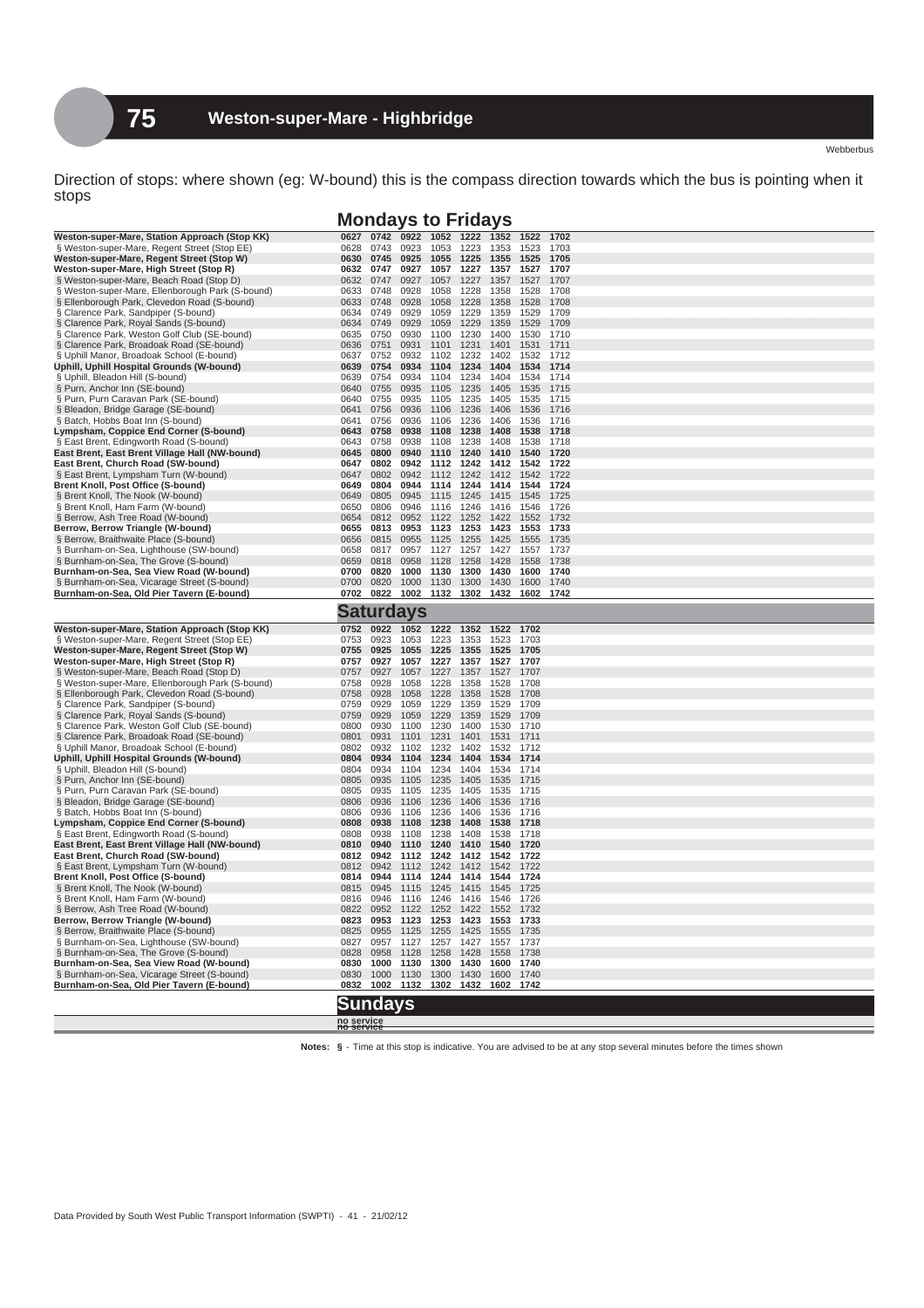# 75 Weston-super-Mare - Highbridge

Webberbus

Direction of stops: where shown (eg: W-bound) this is the compass direction towards which the bus is pointing when it stops

## Mondays to Fridays

| Stop | | | | | | | | |
|---|---|---|---|---|---|---|---|---|
| **Weston-super-Mare, Station Approach (Stop KK)** | **0627** | **0742** | **0922** | **1052** | **1222** | **1352** | **1522** | **1702** |
| § Weston-super-Mare, Regent Street (Stop EE) | 0628 | 0743 | 0923 | 1053 | 1223 | 1353 | 1523 | 1703 |
| **Weston-super-Mare, Regent Street (Stop W)** | **0630** | **0745** | **0925** | **1055** | **1225** | **1355** | **1525** | **1705** |
| **Weston-super-Mare, High Street (Stop R)** | **0632** | **0747** | **0927** | **1057** | **1227** | **1357** | **1527** | **1707** |
| § Weston-super-Mare, Beach Road (Stop D) | 0632 | 0747 | 0927 | 1057 | 1227 | 1357 | 1527 | 1707 |
| § Weston-super-Mare, Ellenborough Park (S-bound) | 0633 | 0748 | 0928 | 1058 | 1228 | 1358 | 1528 | 1708 |
| § Ellenborough Park, Clevedon Road (S-bound) | 0633 | 0748 | 0928 | 1058 | 1228 | 1358 | 1528 | 1708 |
| § Clarence Park, Sandpiper (S-bound) | 0634 | 0749 | 0929 | 1059 | 1229 | 1359 | 1529 | 1709 |
| § Clarence Park, Royal Sands (S-bound) | 0634 | 0749 | 0929 | 1059 | 1229 | 1359 | 1529 | 1709 |
| § Clarence Park, Weston Golf Club (SE-bound) | 0635 | 0750 | 0930 | 1100 | 1230 | 1400 | 1530 | 1710 |
| § Clarence Park, Broadoak Road (SE-bound) | 0636 | 0751 | 0931 | 1101 | 1231 | 1401 | 1531 | 1711 |
| § Uphill Manor, Broadoak School (E-bound) | 0637 | 0752 | 0932 | 1102 | 1232 | 1402 | 1532 | 1712 |
| **Uphill, Uphill Hospital Grounds (W-bound)** | **0639** | **0754** | **0934** | **1104** | **1234** | **1404** | **1534** | **1714** |
| § Uphill, Bleadon Hill (S-bound) | 0639 | 0754 | 0934 | 1104 | 1234 | 1404 | 1534 | 1714 |
| § Purn, Anchor Inn (SE-bound) | 0640 | 0755 | 0935 | 1105 | 1235 | 1405 | 1535 | 1715 |
| § Purn, Purn Caravan Park (SE-bound) | 0640 | 0755 | 0935 | 1105 | 1235 | 1405 | 1535 | 1715 |
| § Bleadon, Bridge Garage (SE-bound) | 0641 | 0756 | 0936 | 1106 | 1236 | 1406 | 1536 | 1716 |
| § Batch, Hobbs Boat Inn (S-bound) | 0641 | 0756 | 0936 | 1106 | 1236 | 1406 | 1536 | 1716 |
| **Lympsham, Coppice End Corner (S-bound)** | **0643** | **0758** | **0938** | **1108** | **1238** | **1408** | **1538** | **1718** |
| § East Brent, Edingworth Road (S-bound) | 0643 | 0758 | 0938 | 1108 | 1238 | 1408 | 1538 | 1718 |
| **East Brent, East Brent Village Hall (NW-bound)** | **0645** | **0800** | **0940** | **1110** | **1240** | **1410** | **1540** | **1720** |
| **East Brent, Church Road (SW-bound)** | **0647** | **0802** | **0942** | **1112** | **1242** | **1412** | **1542** | **1722** |
| § East Brent, Lympsham Turn (W-bound) | 0647 | 0802 | 0942 | 1112 | 1242 | 1412 | 1542 | 1722 |
| **Brent Knoll, Post Office (S-bound)** | **0649** | **0804** | **0944** | **1114** | **1244** | **1414** | **1544** | **1724** |
| § Brent Knoll, The Nook (W-bound) | 0649 | 0805 | 0945 | 1115 | 1245 | 1415 | 1545 | 1725 |
| § Brent Knoll, Ham Farm (W-bound) | 0650 | 0806 | 0946 | 1116 | 1246 | 1416 | 1546 | 1726 |
| § Berrow, Ash Tree Road (W-bound) | 0654 | 0812 | 0952 | 1122 | 1252 | 1422 | 1552 | 1732 |
| **Berrow, Berrow Triangle (W-bound)** | **0655** | **0813** | **0953** | **1123** | **1253** | **1423** | **1553** | **1733** |
| § Berrow, Braithwaite Place (S-bound) | 0656 | 0815 | 0955 | 1125 | 1255 | 1425 | 1555 | 1735 |
| § Burnham-on-Sea, Lighthouse (SW-bound) | 0658 | 0817 | 0957 | 1127 | 1257 | 1427 | 1557 | 1737 |
| § Burnham-on-Sea, The Grove (S-bound) | 0659 | 0818 | 0958 | 1128 | 1258 | 1428 | 1558 | 1738 |
| **Burnham-on-Sea, Sea View Road (W-bound)** | **0700** | **0820** | **1000** | **1130** | **1300** | **1430** | **1600** | **1740** |
| § Burnham-on-Sea, Vicarage Street (S-bound) | 0700 | 0820 | 1000 | 1130 | 1300 | 1430 | 1600 | 1740 |
| **Burnham-on-Sea, Old Pier Tavern (E-bound)** | **0702** | **0822** | **1002** | **1132** | **1302** | **1432** | **1602** | **1742** |

## Saturdays

| Stop | | | | | | | |
|---|---|---|---|---|---|---|---|
| **Weston-super-Mare, Station Approach (Stop KK)** | **0752** | **0922** | **1052** | **1222** | **1352** | **1522** | **1702** |
| § Weston-super-Mare, Regent Street (Stop EE) | 0753 | 0923 | 1053 | 1223 | 1353 | 1523 | 1703 |
| **Weston-super-Mare, Regent Street (Stop W)** | **0755** | **0925** | **1055** | **1225** | **1355** | **1525** | **1705** |
| **Weston-super-Mare, High Street (Stop R)** | **0757** | **0927** | **1057** | **1227** | **1357** | **1527** | **1707** |
| § Weston-super-Mare, Beach Road (Stop D) | 0757 | 0927 | 1057 | 1227 | 1357 | 1527 | 1707 |
| § Weston-super-Mare, Ellenborough Park (S-bound) | 0758 | 0928 | 1058 | 1228 | 1358 | 1528 | 1708 |
| § Ellenborough Park, Clevedon Road (S-bound) | 0758 | 0928 | 1058 | 1228 | 1358 | 1528 | 1708 |
| § Clarence Park, Sandpiper (S-bound) | 0759 | 0929 | 1059 | 1229 | 1359 | 1529 | 1709 |
| § Clarence Park, Royal Sands (S-bound) | 0759 | 0929 | 1059 | 1229 | 1359 | 1529 | 1709 |
| § Clarence Park, Weston Golf Club (SE-bound) | 0800 | 0930 | 1100 | 1230 | 1400 | 1530 | 1710 |
| § Clarence Park, Broadoak Road (SE-bound) | 0801 | 0931 | 1101 | 1231 | 1401 | 1531 | 1711 |
| § Uphill Manor, Broadoak School (E-bound) | 0802 | 0932 | 1102 | 1232 | 1402 | 1532 | 1712 |
| **Uphill, Uphill Hospital Grounds (W-bound)** | **0804** | **0934** | **1104** | **1234** | **1404** | **1534** | **1714** |
| § Uphill, Bleadon Hill (S-bound) | 0804 | 0934 | 1104 | 1234 | 1404 | 1534 | 1714 |
| § Purn, Anchor Inn (SE-bound) | 0805 | 0935 | 1105 | 1235 | 1405 | 1535 | 1715 |
| § Purn, Purn Caravan Park (SE-bound) | 0805 | 0935 | 1105 | 1235 | 1405 | 1535 | 1715 |
| § Bleadon, Bridge Garage (SE-bound) | 0806 | 0936 | 1106 | 1236 | 1406 | 1536 | 1716 |
| § Batch, Hobbs Boat Inn (S-bound) | 0806 | 0936 | 1106 | 1236 | 1406 | 1536 | 1716 |
| **Lympsham, Coppice End Corner (S-bound)** | **0808** | **0938** | **1108** | **1238** | **1408** | **1538** | **1718** |
| § East Brent, Edingworth Road (S-bound) | 0808 | 0938 | 1108 | 1238 | 1408 | 1538 | 1718 |
| **East Brent, East Brent Village Hall (NW-bound)** | **0810** | **0940** | **1110** | **1240** | **1410** | **1540** | **1720** |
| **East Brent, Church Road (SW-bound)** | **0812** | **0942** | **1112** | **1242** | **1412** | **1542** | **1722** |
| § East Brent, Lympsham Turn (W-bound) | 0812 | 0942 | 1112 | 1242 | 1412 | 1542 | 1722 |
| **Brent Knoll, Post Office (S-bound)** | **0814** | **0944** | **1114** | **1244** | **1414** | **1544** | **1724** |
| § Brent Knoll, The Nook (W-bound) | 0815 | 0945 | 1115 | 1245 | 1415 | 1545 | 1725 |
| § Brent Knoll, Ham Farm (W-bound) | 0816 | 0946 | 1116 | 1246 | 1416 | 1546 | 1726 |
| § Berrow, Ash Tree Road (W-bound) | 0822 | 0952 | 1122 | 1252 | 1422 | 1552 | 1732 |
| **Berrow, Berrow Triangle (W-bound)** | **0823** | **0953** | **1123** | **1253** | **1423** | **1553** | **1733** |
| § Berrow, Braithwaite Place (S-bound) | 0825 | 0955 | 1125 | 1255 | 1425 | 1555 | 1735 |
| § Burnham-on-Sea, Lighthouse (SW-bound) | 0827 | 0957 | 1127 | 1257 | 1427 | 1557 | 1737 |
| § Burnham-on-Sea, The Grove (S-bound) | 0828 | 0958 | 1128 | 1258 | 1428 | 1558 | 1738 |
| **Burnham-on-Sea, Sea View Road (W-bound)** | **0830** | **1000** | **1130** | **1300** | **1430** | **1600** | **1740** |
| § Burnham-on-Sea, Vicarage Street (S-bound) | 0830 | 1000 | 1130 | 1300 | 1430 | 1600 | 1740 |
| **Burnham-on-Sea, Old Pier Tavern (E-bound)** | **0832** | **1002** | **1132** | **1302** | **1432** | **1602** | **1742** |

## Sundays

no service

**Notes:** **§** - Time at this stop is indicative. You are advised to be at any stop several minutes before the times shown

Data Provided by South West Public Transport Information (SWPTI) - 41 - 21/02/12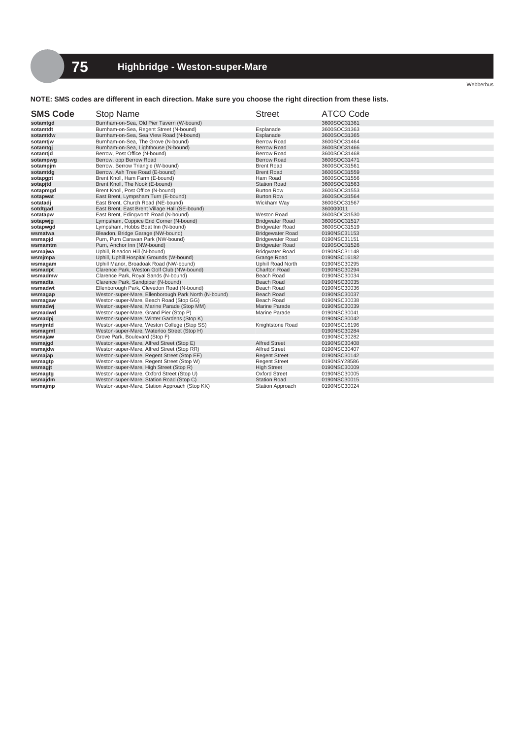# 75 Highbridge - Weston-super-Mare

Webberbus

**NOTE: SMS codes are different in each direction. Make sure you choose the right direction from these lists.**

| SMS Code | Stop Name | Street | ATCO Code |
|---|---|---|---|
| sotamtgd | Burnham-on-Sea, Old Pier Tavern (W-bound) | | 3600SOC31361 |
| sotamtdt | Burnham-on-Sea, Regent Street (N-bound) | Esplanade | 3600SOC31363 |
| sotamtdw | Burnham-on-Sea, Sea View Road (N-bound) | Esplanade | 3600SOC31365 |
| sotamtjw | Burnham-on-Sea, The Grove (N-bound) | Berrow Road | 3600SOC31464 |
| sotamtgj | Burnham-on-Sea, Lighthouse (N-bound) | Berrow Road | 3600SOC31466 |
| sotamtjd | Berrow, Post Office (N-bound) | Berrow Road | 3600SOC31468 |
| sotampwg | Berrow, opp Berrow Road | Berrow Road | 3600SOC31471 |
| sotampjm | Berrow, Berrow Triangle (W-bound) | Brent Road | 3600SOC31561 |
| sotamtdg | Berrow, Ash Tree Road (E-bound) | Brent Road | 3600SOC31559 |
| sotapgpt | Brent Knoll, Ham Farm (E-bound) | Ham Road | 3600SOC31556 |
| sotapjtd | Brent Knoll, The Nook (E-bound) | Station Road | 3600SOC31563 |
| sotapmgd | Brent Knoll, Post Office (N-bound) | Burton Row | 3600SOC31553 |
| sotapwat | East Brent, Lympsham Turn (E-bound) | Burton Row | 3600SOC31564 |
| sotatadj | East Brent, Church Road (NE-bound) | Wickham Way | 3600SOC31567 |
| sotdtgad | East Brent, East Brent Village Hall (SE-bound) | | 360000011 |
| sotatapw | East Brent, Edingworth Road (N-bound) | Weston Road | 3600SOC31530 |
| sotapwjg | Lympsham, Coppice End Corner (N-bound) | Bridgwater Road | 3600SOC31517 |
| sotapwgd | Lympsham, Hobbs Boat Inn (N-bound) | Bridgwater Road | 3600SOC31519 |
| wsmatwa | Bleadon, Bridge Garage (NW-bound) | Bridgewater Road | 0190NSC31153 |
| wsmapjd | Purn, Purn Caravan Park (NW-bound) | Bridgewater Road | 0190NSC31151 |
| wsmamtm | Purn, Anchor Inn (NW-bound) | Bridgewater Road | 0190SOC31526 |
| wsmajwa | Uphill, Bleadon Hill (N-bound) | Bridgwater Road | 0190NSC31148 |
| wsmjmpa | Uphill, Uphill Hospital Grounds (W-bound) | Grange Road | 0190NSC16182 |
| wsmagam | Uphill Manor, Broadoak Road (NW-bound) | Uphill Road North | 0190NSC30295 |
| wsmadpt | Clarence Park, Weston Golf Club (NW-bound) | Charlton Road | 0190NSC30294 |
| wsmadmw | Clarence Park, Royal Sands (N-bound) | Beach Road | 0190NSC30034 |
| wsmadta | Clarence Park, Sandpiper (N-bound) | Beach Road | 0190NSC30035 |
| wsmadwt | Ellenborough Park, Clevedon Road (N-bound) | Beach Road | 0190NSC30036 |
| wsmagap | Weston-super-Mare, Ellenborough Park North (N-bound) | Beach Road | 0190NSC30037 |
| wsmagaw | Weston-super-Mare, Beach Road (Stop GG) | Beach Road | 0190NSC30038 |
| wsmadwj | Weston-super-Mare, Marine Parade (Stop MM) | Marine Parade | 0190NSC30039 |
| wsmadwd | Weston-super-Mare, Grand Pier (Stop P) | Marine Parade | 0190NSC30041 |
| wsmadpj | Weston-super-Mare, Winter Gardens (Stop K) | | 0190NSC30042 |
| wsmjmtd | Weston-super-Mare, Weston College (Stop SS) | Knightstone Road | 0190NSC16196 |
| wsmagmt | Weston-super-Mare, Waterloo Street (Stop H) | | 0190NSC30284 |
| wsmajaw | Grove Park, Boulevard (Stop F) | | 0190NSC30282 |
| wsmajgd | Weston-super-Mare, Alfred Street (Stop E) | Alfred Street | 0190NSC30408 |
| wsmajdw | Weston-super-Mare, Alfred Street (Stop RR) | Alfred Street | 0190NSC30407 |
| wsmajap | Weston-super-Mare, Regent Street (Stop EE) | Regent Street | 0190NSC30142 |
| wsmagtp | Weston-super-Mare, Regent Street (Stop W) | Regent Street | 0190NSY28586 |
| wsmagjt | Weston-super-Mare, High Street (Stop R) | High Street | 0190NSC30009 |
| wsmagtg | Weston-super-Mare, Oxford Street (Stop U) | Oxford Street | 0190NSC30005 |
| wsmajdm | Weston-super-Mare, Station Road (Stop C) | Station Road | 0190NSC30015 |
| wsmajmp | Weston-super-Mare, Station Approach (Stop KK) | Station Approach | 0190NSC30024 |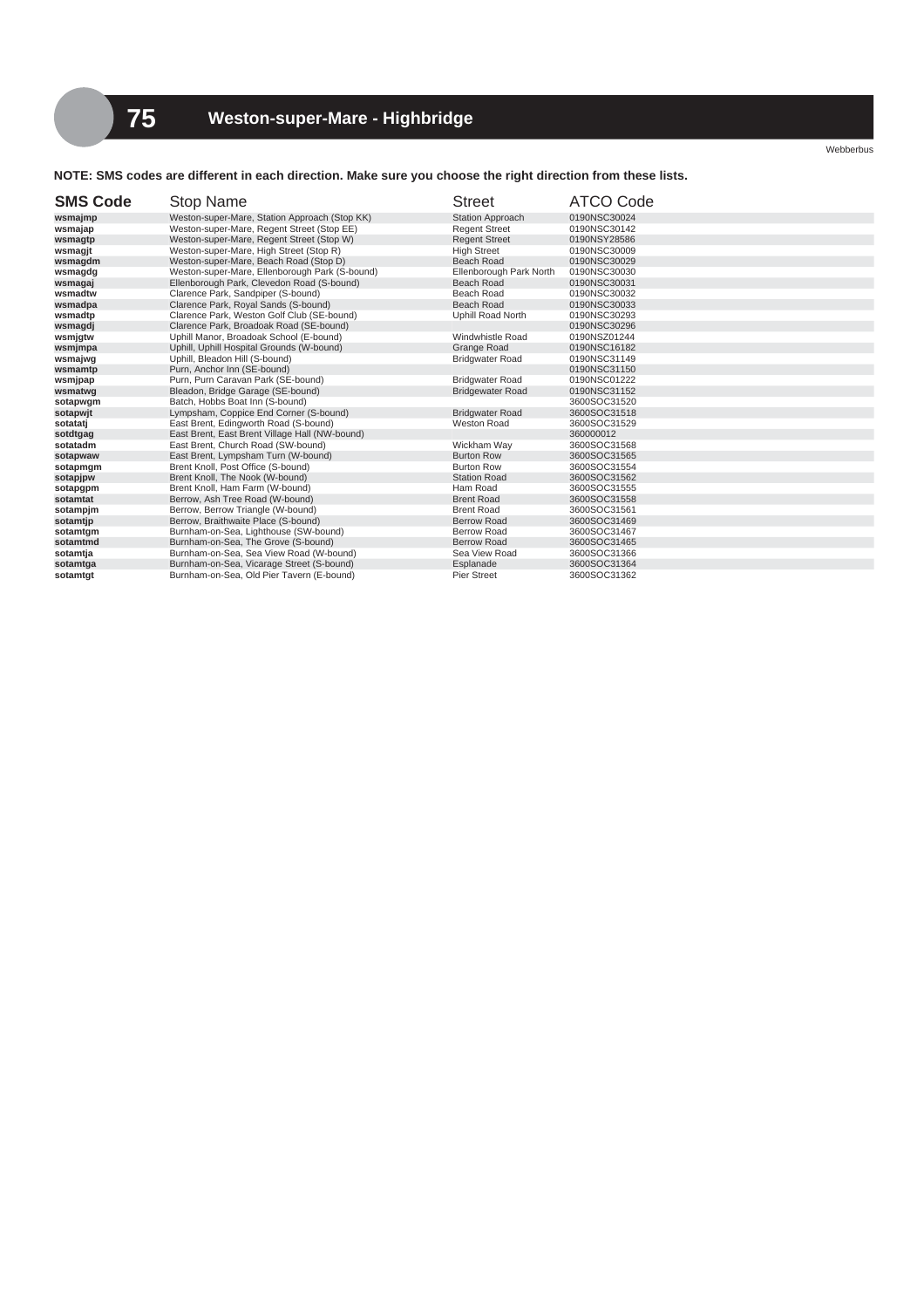# 75 Weston-super-Mare - Highbridge

Webberbus

**NOTE: SMS codes are different in each direction. Make sure you choose the right direction from these lists.**

| SMS Code | Stop Name | Street | ATCO Code |
|---|---|---|---|
| wsmajmp | Weston-super-Mare, Station Approach (Stop KK) | Station Approach | 0190NSC30024 |
| wsmajap | Weston-super-Mare, Regent Street (Stop EE) | Regent Street | 0190NSC30142 |
| wsmagtp | Weston-super-Mare, Regent Street (Stop W) | Regent Street | 0190NSY28586 |
| wsmagjt | Weston-super-Mare, High Street (Stop R) | High Street | 0190NSC30009 |
| wsmagdm | Weston-super-Mare, Beach Road (Stop D) | Beach Road | 0190NSC30029 |
| wsmagdg | Weston-super-Mare, Ellenborough Park (S-bound) | Ellenborough Park North | 0190NSC30030 |
| wsmagaj | Ellenborough Park, Clevedon Road (S-bound) | Beach Road | 0190NSC30031 |
| wsmadtw | Clarence Park, Sandpiper (S-bound) | Beach Road | 0190NSC30032 |
| wsmadpa | Clarence Park, Royal Sands (S-bound) | Beach Road | 0190NSC30033 |
| wsmadtp | Clarence Park, Weston Golf Club (SE-bound) | Uphill Road North | 0190NSC30293 |
| wsmagdj | Clarence Park, Broadoak Road (SE-bound) | | 0190NSC30296 |
| wsmjgtw | Uphill Manor, Broadoak School (E-bound) | Windwhistle Road | 0190NSZ01244 |
| wsmjmpa | Uphill, Uphill Hospital Grounds (W-bound) | Grange Road | 0190NSC16182 |
| wsmajwg | Uphill, Bleadon Hill (S-bound) | Bridgwater Road | 0190NSC31149 |
| wsmamtp | Purn, Anchor Inn (SE-bound) | | 0190NSC31150 |
| wsmjpap | Purn, Purn Caravan Park (SE-bound) | Bridgwater Road | 0190NSC01222 |
| wsmatwg | Bleadon, Bridge Garage (SE-bound) | Bridgewater Road | 0190NSC31152 |
| sotapwgm | Batch, Hobbs Boat Inn (S-bound) | | 3600SOC31520 |
| sotapwjt | Lympsham, Coppice End Corner (S-bound) | Bridgwater Road | 3600SOC31518 |
| sotatatj | East Brent, Edingworth Road (S-bound) | Weston Road | 3600SOC31529 |
| sotdtgag | East Brent, East Brent Village Hall (NW-bound) | | 360000012 |
| sotatadm | East Brent, Church Road (SW-bound) | Wickham Way | 3600SOC31568 |
| sotapwaw | East Brent, Lympsham Turn (W-bound) | Burton Row | 3600SOC31565 |
| sotapmgm | Brent Knoll, Post Office (S-bound) | Burton Row | 3600SOC31554 |
| sotapjpw | Brent Knoll, The Nook (W-bound) | Station Road | 3600SOC31562 |
| sotapgpm | Brent Knoll, Ham Farm (W-bound) | Ham Road | 3600SOC31555 |
| sotamtat | Berrow, Ash Tree Road (W-bound) | Brent Road | 3600SOC31558 |
| sotampjm | Berrow, Berrow Triangle (W-bound) | Brent Road | 3600SOC31561 |
| sotamtjp | Berrow, Braithwaite Place (S-bound) | Berrow Road | 3600SOC31469 |
| sotamtgm | Burnham-on-Sea, Lighthouse (SW-bound) | Berrow Road | 3600SOC31467 |
| sotamtmd | Burnham-on-Sea, The Grove (S-bound) | Berrow Road | 3600SOC31465 |
| sotamtja | Burnham-on-Sea, Sea View Road (W-bound) | Sea View Road | 3600SOC31366 |
| sotamtga | Burnham-on-Sea, Vicarage Street (S-bound) | Esplanade | 3600SOC31364 |
| sotamtgt | Burnham-on-Sea, Old Pier Tavern (E-bound) | Pier Street | 3600SOC31362 |